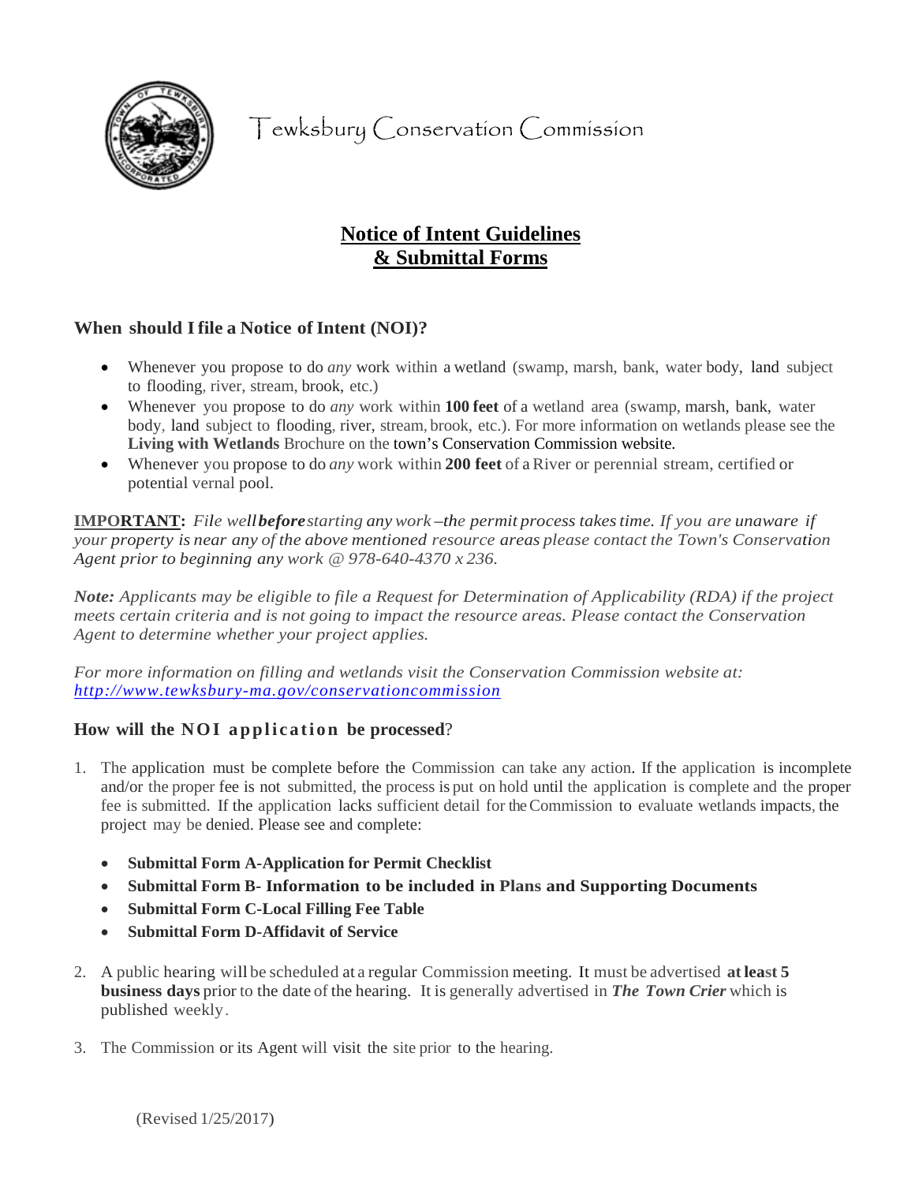# Tewksbury Conservation Commission

## Notice of Intent Guidelines & Submittal Forms

### When should I file a Notice of Intent (NOI)?

- Whenever you propose to do *any* work within a wetland (swamp, marsh, bank, water body, land subject to flooding, river, stream, brook, etc.)
- Whenever you propose to do *any* work within **100 feet** of a wetland area (swamp, marsh, bank, water body, land subject to flooding, river, stream, brook, etc.). For more information on wetlands please see the **Living with Wetlands** Brochure on the town's Conservation Commission website.
- Whenever you propose to do *any* work within **200 feet** of a River or perennial stream, certified or potential vernal pool.

**IMPORTANT:** *File well **before** starting any work –the permit process takes time. If you are unaware if your property is near any of the above mentioned resource areas please contact the Town's Conservation Agent prior to beginning any work @ 978-640-4370 x 236.*

***Note:*** *Applicants may be eligible to file a Request for Determination of Applicability (RDA) if the project meets certain criteria and is not going to impact the resource areas. Please contact the Conservation Agent to determine whether your project applies.*

*For more information on filling and wetlands visit the Conservation Commission website at: [http://www.tewksbury-ma.gov/conservationcommission](http://www.tewksbury-ma.gov/conservationcommission)*

### How will the NOI application be processed?

1. The application must be complete before the Commission can take any action. If the application is incomplete and/or the proper fee is not submitted, the process is put on hold until the application is complete and the proper fee is submitted. If the application lacks sufficient detail for the Commission to evaluate wetlands impacts, the project may be denied. Please see and complete:

   - **Submittal Form A-Application for Permit Checklist**
   - **Submittal Form B- Information to be included in Plans and Supporting Documents**
   - **Submittal Form C-Local Filling Fee Table**
   - **Submittal Form D-Affidavit of Service**

2. A public hearing will be scheduled at a regular Commission meeting. It must be advertised **at least 5 business days** prior to the date of the hearing. It is generally advertised in ***The Town Crier*** which is published weekly.

3. The Commission or its Agent will visit the site prior to the hearing.

(Revised 1/25/2017)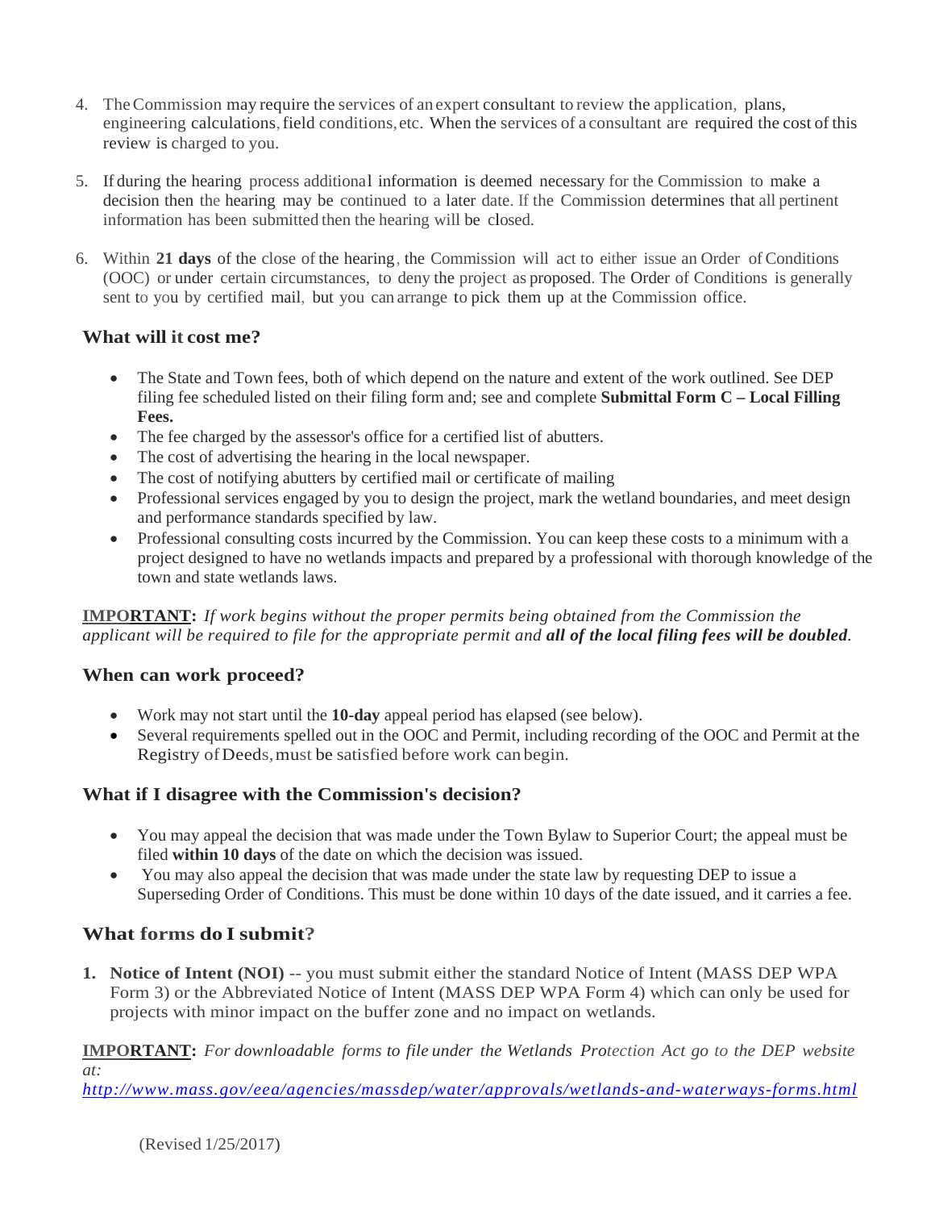4. The Commission may require the services of an expert consultant to review the application, plans, engineering calculations, field conditions, etc. When the services of a consultant are required the cost of this review is charged to you.

5. If during the hearing process additional information is deemed necessary for the Commission to make a decision then the hearing may be continued to a later date. If the Commission determines that all pertinent information has been submitted then the hearing will be closed.

6. Within **21 days** of the close of the hearing, the Commission will act to either issue an Order of Conditions (OOC) or under certain circumstances, to deny the project as proposed. The Order of Conditions is generally sent to you by certified mail, but you can arrange to pick them up at the Commission office.

### What will it cost me?

- The State and Town fees, both of which depend on the nature and extent of the work outlined. See DEP filing fee scheduled listed on their filing form and; see and complete **Submittal Form C – Local Filling Fees.**
- The fee charged by the assessor's office for a certified list of abutters.
- The cost of advertising the hearing in the local newspaper.
- The cost of notifying abutters by certified mail or certificate of mailing
- Professional services engaged by you to design the project, mark the wetland boundaries, and meet design and performance standards specified by law.
- Professional consulting costs incurred by the Commission. You can keep these costs to a minimum with a project designed to have no wetlands impacts and prepared by a professional with thorough knowledge of the town and state wetlands laws.

**IMPORTANT:** *If work begins without the proper permits being obtained from the Commission the applicant will be required to file for the appropriate permit and* ***all of the local filing fees will be doubled****.*

### When can work proceed?

- Work may not start until the **10-day** appeal period has elapsed (see below).
- Several requirements spelled out in the OOC and Permit, including recording of the OOC and Permit at the Registry of Deeds, must be satisfied before work can begin.

### What if I disagree with the Commission's decision?

- You may appeal the decision that was made under the Town Bylaw to Superior Court; the appeal must be filed **within 10 days** of the date on which the decision was issued.
- You may also appeal the decision that was made under the state law by requesting DEP to issue a Superseding Order of Conditions. This must be done within 10 days of the date issued, and it carries a fee.

### What forms do I submit?

1. **Notice of Intent (NOI)** -- you must submit either the standard Notice of Intent (MASS DEP WPA Form 3) or the Abbreviated Notice of Intent (MASS DEP WPA Form 4) which can only be used for projects with minor impact on the buffer zone and no impact on wetlands.

**IMPORTANT:** *For downloadable forms to file under the Wetlands Protection Act go to the DEP website at:* *http://www.mass.gov/eea/agencies/massdep/water/approvals/wetlands-and-waterways-forms.html*

(Revised 1/25/2017)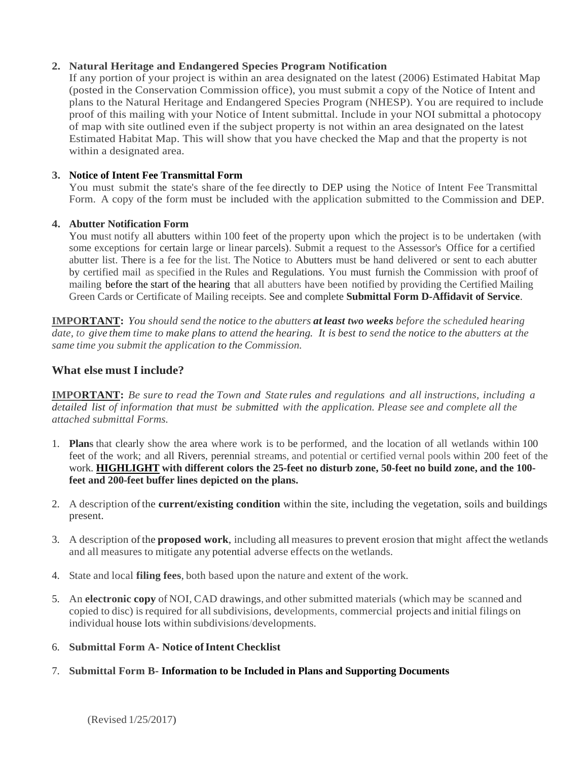2. **Natural Heritage and Endangered Species Program Notification**
   If any portion of your project is within an area designated on the latest (2006) Estimated Habitat Map (posted in the Conservation Commission office), you must submit a copy of the Notice of Intent and plans to the Natural Heritage and Endangered Species Program (NHESP). You are required to include proof of this mailing with your Notice of Intent submittal. Include in your NOI submittal a photocopy of map with site outlined even if the subject property is not within an area designated on the latest Estimated Habitat Map. This will show that you have checked the Map and that the property is not within a designated area.

3. **Notice of Intent Fee Transmittal Form**
   You must submit the state's share of the fee directly to DEP using the Notice of Intent Fee Transmittal Form. A copy of the form must be included with the application submitted to the Commission and DEP.

4. **Abutter Notification Form**
   You must notify all abutters within 100 feet of the property upon which the project is to be undertaken (with some exceptions for certain large or linear parcels). Submit a request to the Assessor's Office for a certified abutter list. There is a fee for the list. The Notice to Abutters must be hand delivered or sent to each abutter by certified mail as specified in the Rules and Regulations. You must furnish the Commission with proof of mailing before the start of the hearing that all abutters have been notified by providing the Certified Mailing Green Cards or Certificate of Mailing receipts. See and complete **Submittal Form D-Affidavit of Service**.

**IMPORTANT:** *You should send the notice to the abutters* ***at least two weeks*** *before the scheduled hearing date, to give them time to make plans to attend the hearing. It is best to send the notice to the abutters at the same time you submit the application to the Commission.*

## What else must I include?

**IMPORTANT:** *Be sure to read the Town and State rules and regulations and all instructions, including a detailed list of information that must be submitted with the application. Please see and complete all the attached submittal Forms.*

1. **Plans** that clearly show the area where work is to be performed, and the location of all wetlands within 100 feet of the work; and all Rivers, perennial streams, and potential or certified vernal pools within 200 feet of the work. **HIGHLIGHT with different colors the 25-feet no disturb zone, 50-feet no build zone, and the 100-feet and 200-feet buffer lines depicted on the plans.**

2. A description of the **current/existing condition** within the site, including the vegetation, soils and buildings present.

3. A description of the **proposed work**, including all measures to prevent erosion that might affect the wetlands and all measures to mitigate any potential adverse effects on the wetlands.

4. State and local **filing fees**, both based upon the nature and extent of the work.

5. An **electronic copy** of NOI, CAD drawings, and other submitted materials (which may be scanned and copied to disc) is required for all subdivisions, developments, commercial projects and initial filings on individual house lots within subdivisions/developments.

6. **Submittal Form A- Notice of Intent Checklist**

7. **Submittal Form B- Information to be Included in Plans and Supporting Documents**

(Revised 1/25/2017)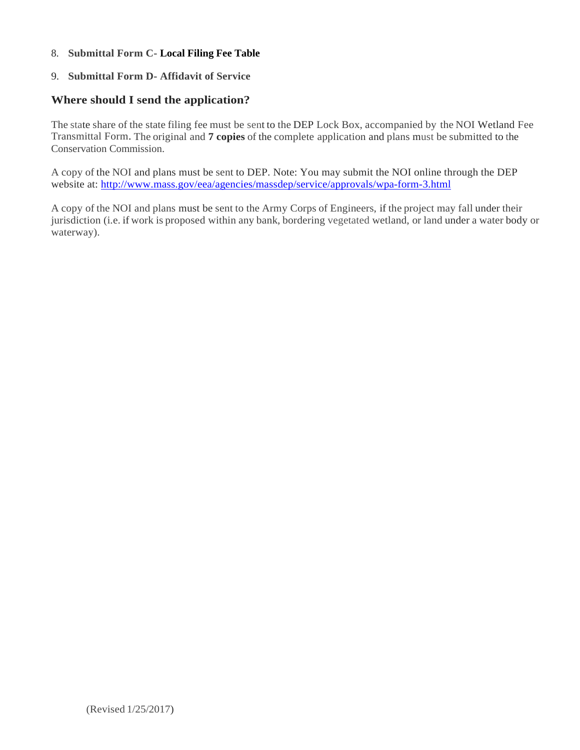8. **Submittal Form C- Local Filing Fee Table**

9. **Submittal Form D- Affidavit of Service**

## Where should I send the application?

The state share of the state filing fee must be sent to the DEP Lock Box, accompanied by the NOI Wetland Fee Transmittal Form. The original and **7 copies** of the complete application and plans must be submitted to the Conservation Commission.

A copy of the NOI and plans must be sent to DEP. Note: You may submit the NOI online through the DEP website at: [http://www.mass.gov/eea/agencies/massdep/service/approvals/wpa-form-3.html](http://www.mass.gov/eea/agencies/massdep/service/approvals/wpa-form-3.html)

A copy of the NOI and plans must be sent to the Army Corps of Engineers, if the project may fall under their jurisdiction (i.e. if work is proposed within any bank, bordering vegetated wetland, or land under a water body or waterway).

(Revised 1/25/2017)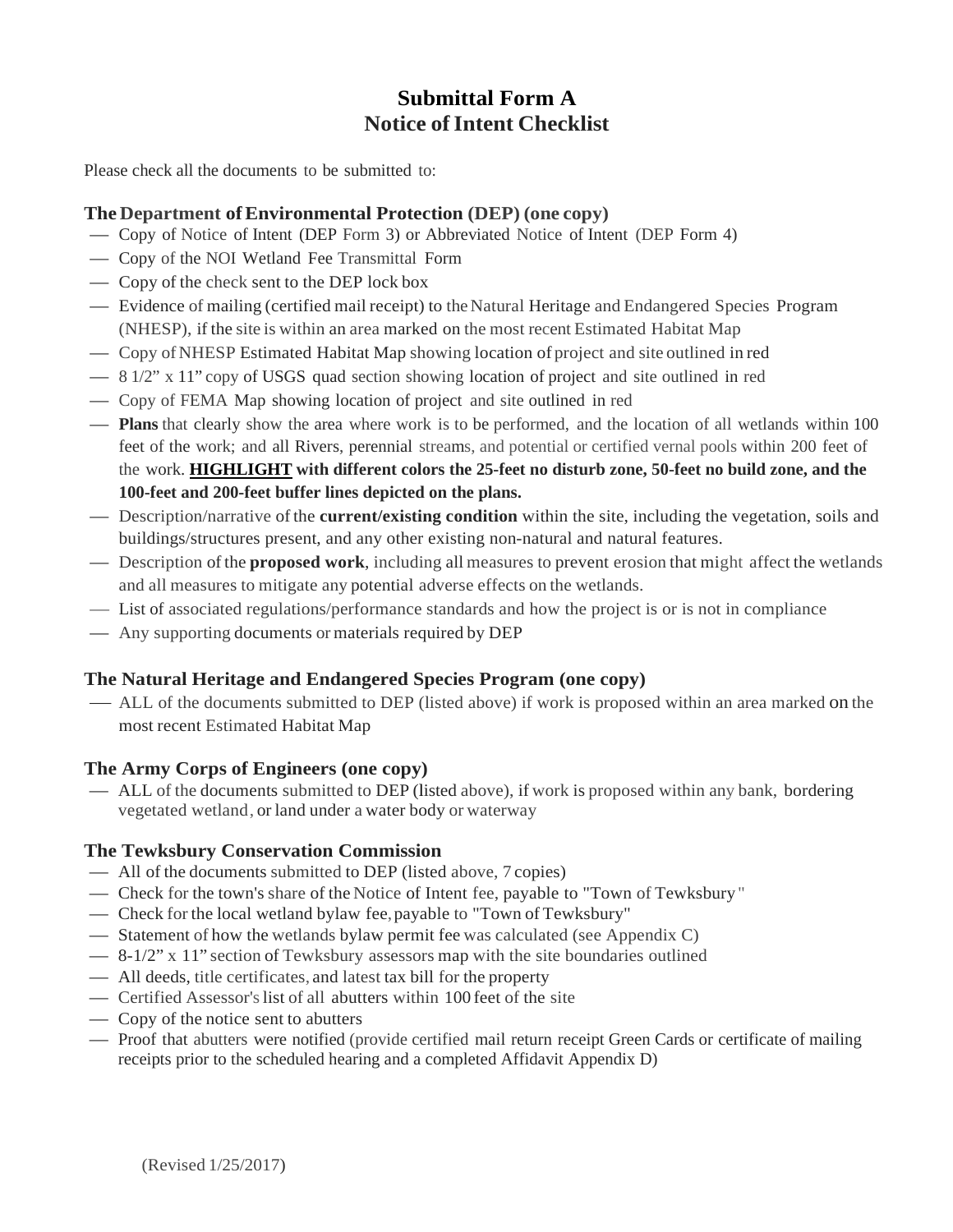# Submittal Form A
# Notice of Intent Checklist

Please check all the documents to be submitted to:

### The Department of Environmental Protection (DEP) (one copy)

- Copy of Notice of Intent (DEP Form 3) or Abbreviated Notice of Intent (DEP Form 4)
- Copy of the NOI Wetland Fee Transmittal Form
- Copy of the check sent to the DEP lock box
- Evidence of mailing (certified mail receipt) to the Natural Heritage and Endangered Species Program (NHESP), if the site is within an area marked on the most recent Estimated Habitat Map
- Copy of NHESP Estimated Habitat Map showing location of project and site outlined in red
- 8 1/2" x 11" copy of USGS quad section showing location of project and site outlined in red
- Copy of FEMA Map showing location of project and site outlined in red
- **Plans** that clearly show the area where work is to be performed, and the location of all wetlands within 100 feet of the work; and all Rivers, perennial streams, and potential or certified vernal pools within 200 feet of the work. **<u>HIGHLIGHT</u> with different colors the 25-feet no disturb zone, 50-feet no build zone, and the 100-feet and 200-feet buffer lines depicted on the plans.**
- Description/narrative of the **current/existing condition** within the site, including the vegetation, soils and buildings/structures present, and any other existing non-natural and natural features.
- Description of the **proposed work**, including all measures to prevent erosion that might affect the wetlands and all measures to mitigate any potential adverse effects on the wetlands.
- List of associated regulations/performance standards and how the project is or is not in compliance
- Any supporting documents or materials required by DEP

### The Natural Heritage and Endangered Species Program (one copy)

- ALL of the documents submitted to DEP (listed above) if work is proposed within an area marked on the most recent Estimated Habitat Map

### The Army Corps of Engineers (one copy)

- ALL of the documents submitted to DEP (listed above), if work is proposed within any bank, bordering vegetated wetland, or land under a water body or waterway

### The Tewksbury Conservation Commission

- All of the documents submitted to DEP (listed above, 7 copies)
- Check for the town's share of the Notice of Intent fee, payable to "Town of Tewksbury"
- Check for the local wetland bylaw fee, payable to "Town of Tewksbury"
- Statement of how the wetlands bylaw permit fee was calculated (see Appendix C)
- 8-1/2" x 11" section of Tewksbury assessors map with the site boundaries outlined
- All deeds, title certificates, and latest tax bill for the property
- Certified Assessor's list of all abutters within 100 feet of the site
- Copy of the notice sent to abutters
- Proof that abutters were notified (provide certified mail return receipt Green Cards or certificate of mailing receipts prior to the scheduled hearing and a completed Affidavit Appendix D)

(Revised 1/25/2017)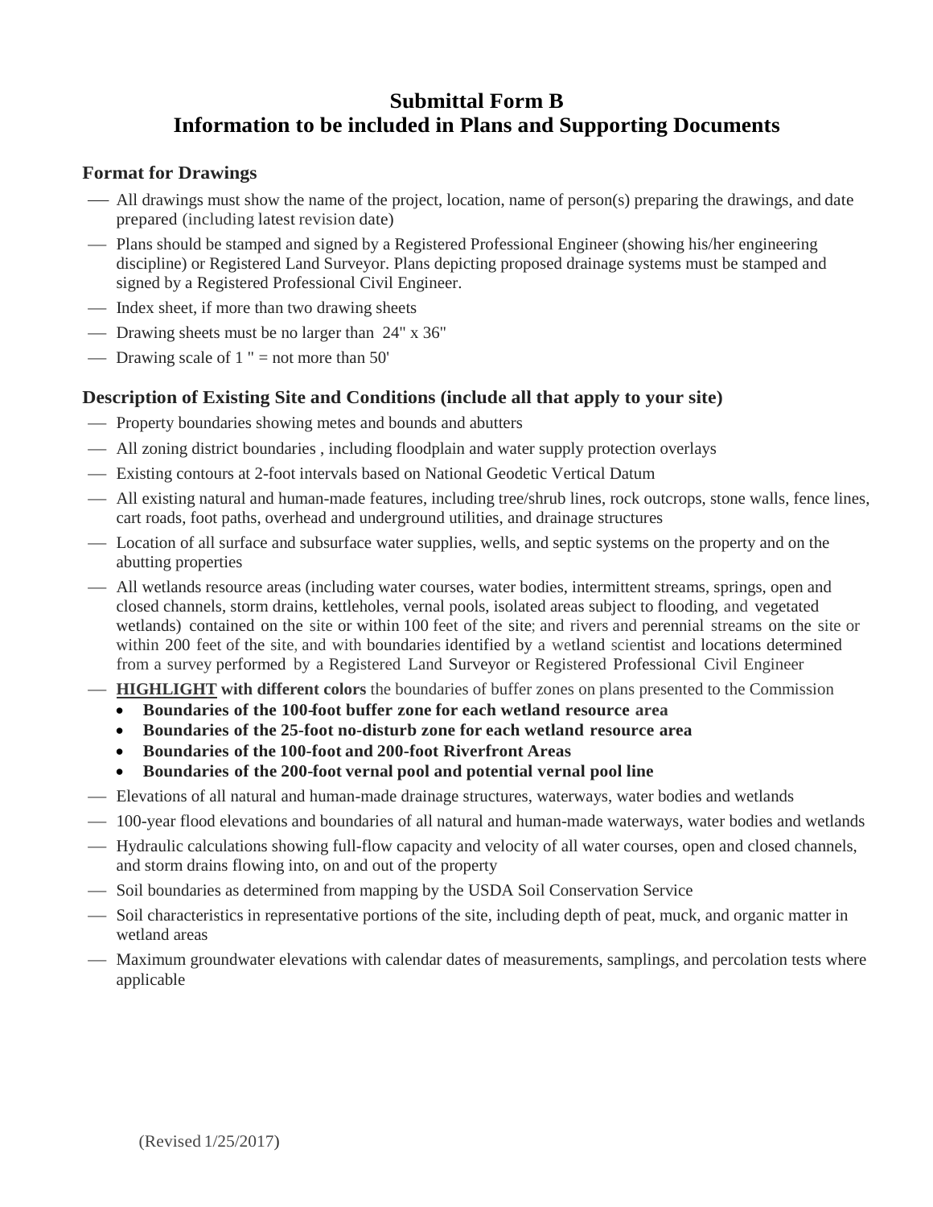# Submittal Form B
# Information to be included in Plans and Supporting Documents

## Format for Drawings

- All drawings must show the name of the project, location, name of person(s) preparing the drawings, and date prepared (including latest revision date)
- Plans should be stamped and signed by a Registered Professional Engineer (showing his/her engineering discipline) or Registered Land Surveyor. Plans depicting proposed drainage systems must be stamped and signed by a Registered Professional Civil Engineer.
- Index sheet, if more than two drawing sheets
- Drawing sheets must be no larger than 24" x 36"
- Drawing scale of 1 " = not more than 50'

## Description of Existing Site and Conditions (include all that apply to your site)

- Property boundaries showing metes and bounds and abutters
- All zoning district boundaries , including floodplain and water supply protection overlays
- Existing contours at 2-foot intervals based on National Geodetic Vertical Datum
- All existing natural and human-made features, including tree/shrub lines, rock outcrops, stone walls, fence lines, cart roads, foot paths, overhead and underground utilities, and drainage structures
- Location of all surface and subsurface water supplies, wells, and septic systems on the property and on the abutting properties
- All wetlands resource areas (including water courses, water bodies, intermittent streams, springs, open and closed channels, storm drains, kettleholes, vernal pools, isolated areas subject to flooding, and vegetated wetlands) contained on the site or within 100 feet of the site; and rivers and perennial streams on the site or within 200 feet of the site, and with boundaries identified by a wetland scientist and locations determined from a survey performed by a Registered Land Surveyor or Registered Professional Civil Engineer
- **HIGHLIGHT with different colors** the boundaries of buffer zones on plans presented to the Commission
  - **Boundaries of the 100-foot buffer zone for each wetland resource area**
  - **Boundaries of the 25-foot no-disturb zone for each wetland resource area**
  - **Boundaries of the 100-foot and 200-foot Riverfront Areas**
  - **Boundaries of the 200-foot vernal pool and potential vernal pool line**
- Elevations of all natural and human-made drainage structures, waterways, water bodies and wetlands
- 100-year flood elevations and boundaries of all natural and human-made waterways, water bodies and wetlands
- Hydraulic calculations showing full-flow capacity and velocity of all water courses, open and closed channels, and storm drains flowing into, on and out of the property
- Soil boundaries as determined from mapping by the USDA Soil Conservation Service
- Soil characteristics in representative portions of the site, including depth of peat, muck, and organic matter in wetland areas
- Maximum groundwater elevations with calendar dates of measurements, samplings, and percolation tests where applicable

(Revised 1/25/2017)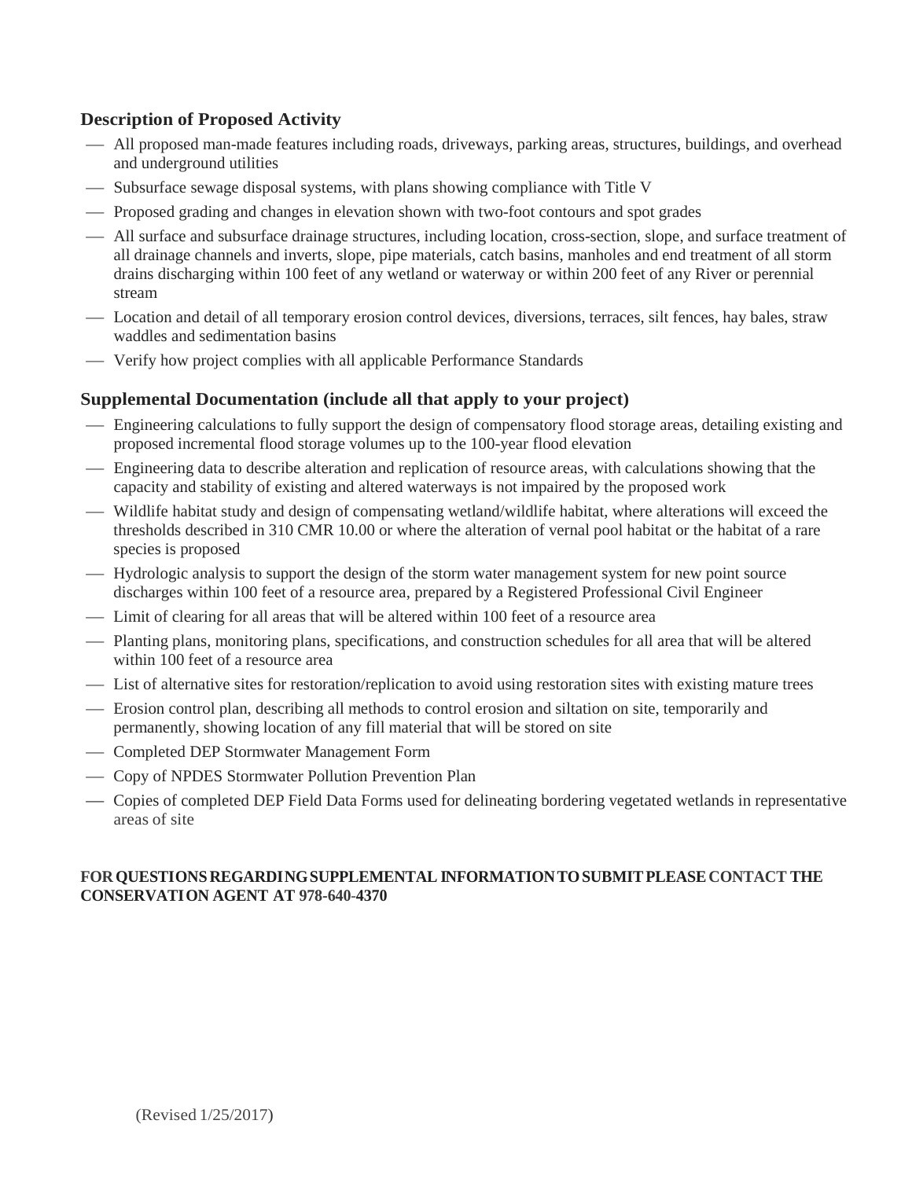## Description of Proposed Activity

- All proposed man-made features including roads, driveways, parking areas, structures, buildings, and overhead and underground utilities
- Subsurface sewage disposal systems, with plans showing compliance with Title V
- Proposed grading and changes in elevation shown with two-foot contours and spot grades
- All surface and subsurface drainage structures, including location, cross-section, slope, and surface treatment of all drainage channels and inverts, slope, pipe materials, catch basins, manholes and end treatment of all storm drains discharging within 100 feet of any wetland or waterway or within 200 feet of any River or perennial stream
- Location and detail of all temporary erosion control devices, diversions, terraces, silt fences, hay bales, straw waddles and sedimentation basins
- Verify how project complies with all applicable Performance Standards

## Supplemental Documentation (include all that apply to your project)

- Engineering calculations to fully support the design of compensatory flood storage areas, detailing existing and proposed incremental flood storage volumes up to the 100-year flood elevation
- Engineering data to describe alteration and replication of resource areas, with calculations showing that the capacity and stability of existing and altered waterways is not impaired by the proposed work
- Wildlife habitat study and design of compensating wetland/wildlife habitat, where alterations will exceed the thresholds described in 310 CMR 10.00 or where the alteration of vernal pool habitat or the habitat of a rare species is proposed
- Hydrologic analysis to support the design of the storm water management system for new point source discharges within 100 feet of a resource area, prepared by a Registered Professional Civil Engineer
- Limit of clearing for all areas that will be altered within 100 feet of a resource area
- Planting plans, monitoring plans, specifications, and construction schedules for all area that will be altered within 100 feet of a resource area
- List of alternative sites for restoration/replication to avoid using restoration sites with existing mature trees
- Erosion control plan, describing all methods to control erosion and siltation on site, temporarily and permanently, showing location of any fill material that will be stored on site
- Completed DEP Stormwater Management Form
- Copy of NPDES Stormwater Pollution Prevention Plan
- Copies of completed DEP Field Data Forms used for delineating bordering vegetated wetlands in representative areas of site

**FOR QUESTIONS REGARDING SUPPLEMENTAL INFORMATION TO SUBMIT PLEASE CONTACT THE CONSERVATION AGENT AT 978-640-4370**

(Revised 1/25/2017)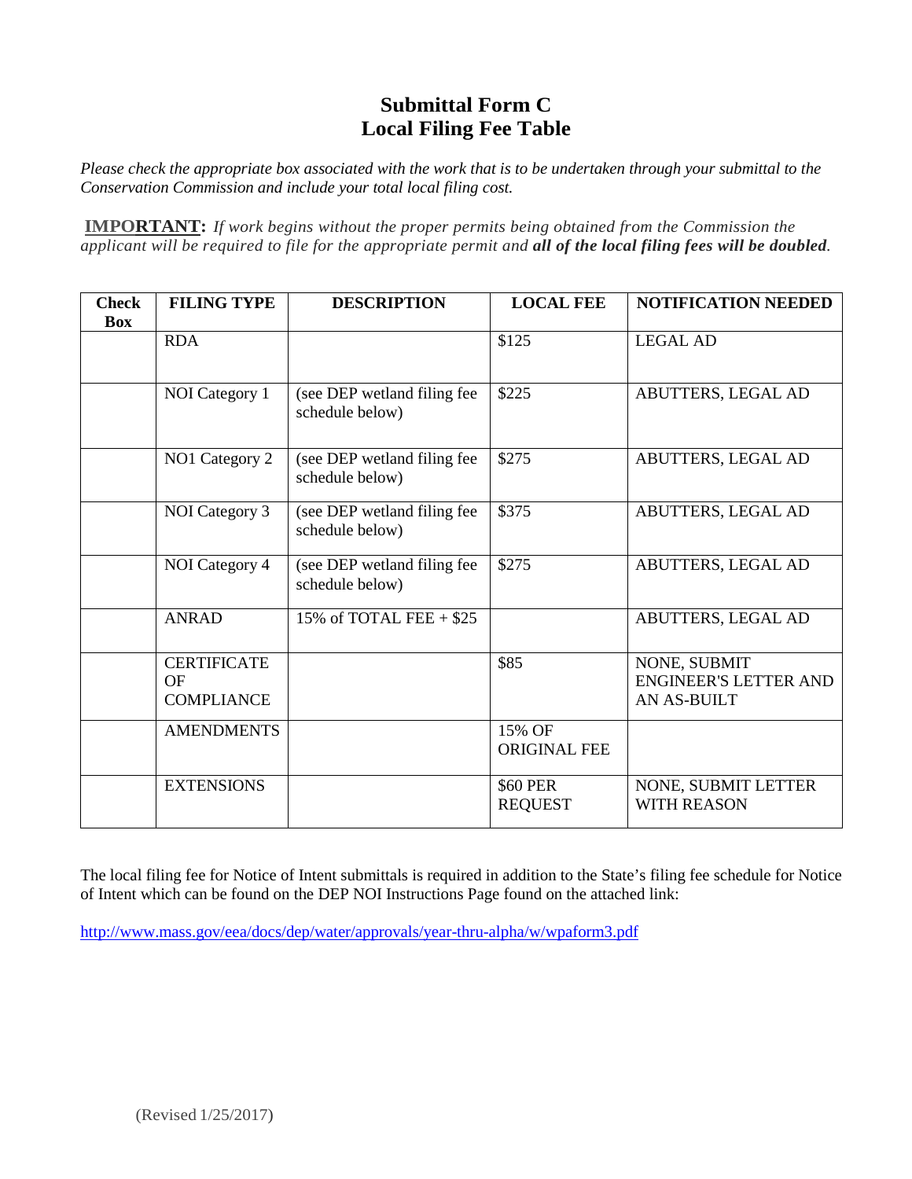# Submittal Form C
# Local Filing Fee Table

*Please check the appropriate box associated with the work that is to be undertaken through your submittal to the Conservation Commission and include your total local filing cost.*

**IMPORTANT:** *If work begins without the proper permits being obtained from the Commission the applicant will be required to file for the appropriate permit and* ***all of the local filing fees will be doubled****.*

| Check Box | FILING TYPE | DESCRIPTION | LOCAL FEE | NOTIFICATION NEEDED |
|---|---|---|---|---|
| | RDA | | $125 | LEGAL AD |
| | NOI Category 1 | (see DEP wetland filing fee schedule below) | $225 | ABUTTERS, LEGAL AD |
| | NO1 Category 2 | (see DEP wetland filing fee schedule below) | $275 | ABUTTERS, LEGAL AD |
| | NOI Category 3 | (see DEP wetland filing fee schedule below) | $375 | ABUTTERS, LEGAL AD |
| | NOI Category 4 | (see DEP wetland filing fee schedule below) | $275 | ABUTTERS, LEGAL AD |
| | ANRAD | 15% of TOTAL FEE + $25 | | ABUTTERS, LEGAL AD |
| | CERTIFICATE OF COMPLIANCE | | $85 | NONE, SUBMIT ENGINEER'S LETTER AND AN AS-BUILT |
| | AMENDMENTS | | 15% OF ORIGINAL FEE | |
| | EXTENSIONS | | $60 PER REQUEST | NONE, SUBMIT LETTER WITH REASON |

The local filing fee for Notice of Intent submittals is required in addition to the State's filing fee schedule for Notice of Intent which can be found on the DEP NOI Instructions Page found on the attached link:

http://www.mass.gov/eea/docs/dep/water/approvals/year-thru-alpha/w/wpaform3.pdf

(Revised 1/25/2017)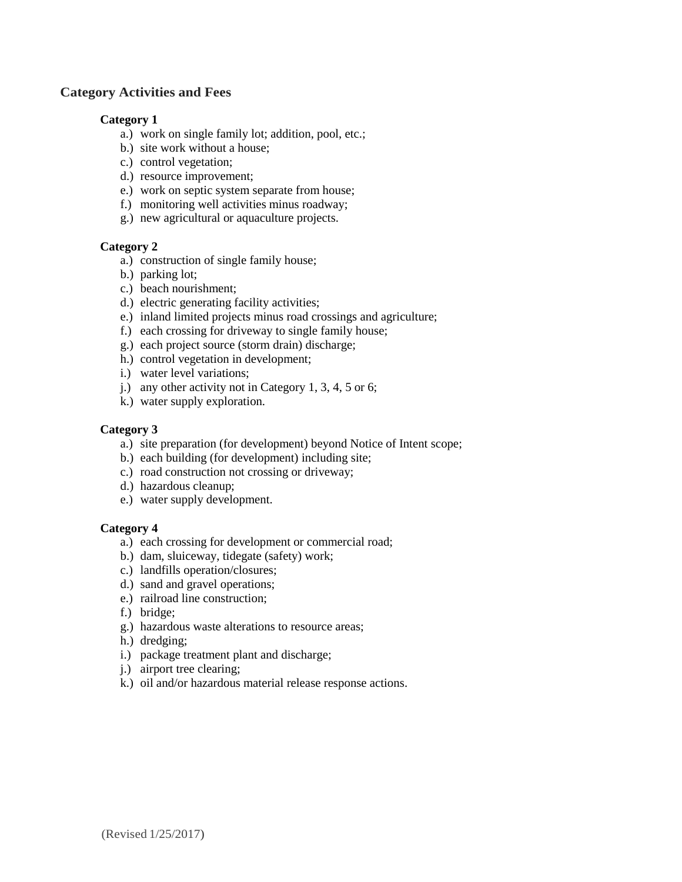## Category Activities and Fees

**Category 1**

- a.) work on single family lot; addition, pool, etc.;
- b.) site work without a house;
- c.) control vegetation;
- d.) resource improvement;
- e.) work on septic system separate from house;
- f.) monitoring well activities minus roadway;
- g.) new agricultural or aquaculture projects.

**Category 2**

- a.) construction of single family house;
- b.) parking lot;
- c.) beach nourishment;
- d.) electric generating facility activities;
- e.) inland limited projects minus road crossings and agriculture;
- f.) each crossing for driveway to single family house;
- g.) each project source (storm drain) discharge;
- h.) control vegetation in development;
- i.) water level variations;
- j.) any other activity not in Category 1, 3, 4, 5 or 6;
- k.) water supply exploration.

**Category 3**

- a.) site preparation (for development) beyond Notice of Intent scope;
- b.) each building (for development) including site;
- c.) road construction not crossing or driveway;
- d.) hazardous cleanup;
- e.) water supply development.

**Category 4**

- a.) each crossing for development or commercial road;
- b.) dam, sluiceway, tidegate (safety) work;
- c.) landfills operation/closures;
- d.) sand and gravel operations;
- e.) railroad line construction;
- f.) bridge;
- g.) hazardous waste alterations to resource areas;
- h.) dredging;
- i.) package treatment plant and discharge;
- j.) airport tree clearing;
- k.) oil and/or hazardous material release response actions.

(Revised 1/25/2017)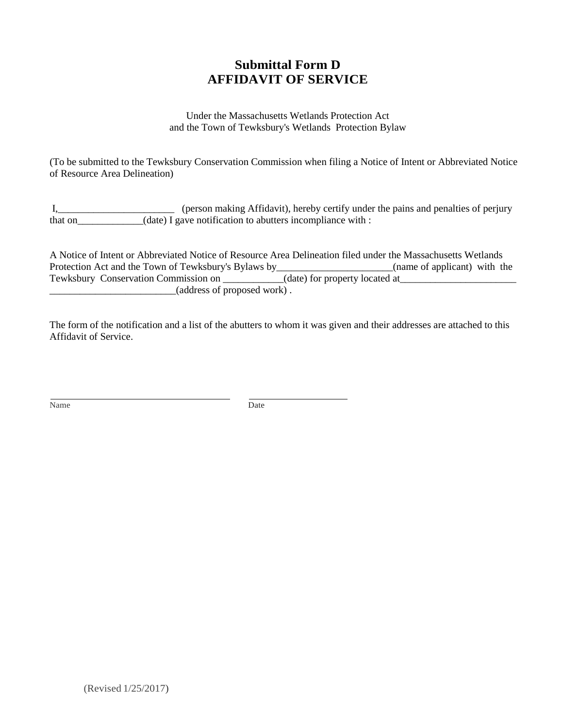# Submittal Form D
# AFFIDAVIT OF SERVICE

Under the Massachusetts Wetlands Protection Act
and the Town of Tewksbury's Wetlands Protection Bylaw

(To be submitted to the Tewksbury Conservation Commission when filing a Notice of Intent or Abbreviated Notice of Resource Area Delineation)

I,_______________________ (person making Affidavit), hereby certify under the pains and penalties of perjury that on_____________(date) I gave notification to abutters incompliance with :

A Notice of Intent or Abbreviated Notice of Resource Area Delineation filed under the Massachusetts Wetlands Protection Act and the Town of Tewksbury's Bylaws by______________________(name of applicant) with the Tewksbury Conservation Commission on ___________(date) for property located at_______________________ _________________________(address of proposed work) .

The form of the notification and a list of the abutters to whom it was given and their addresses are attached to this Affidavit of Service.

____________________________________ ____________________

Name Date

(Revised 1/25/2017)